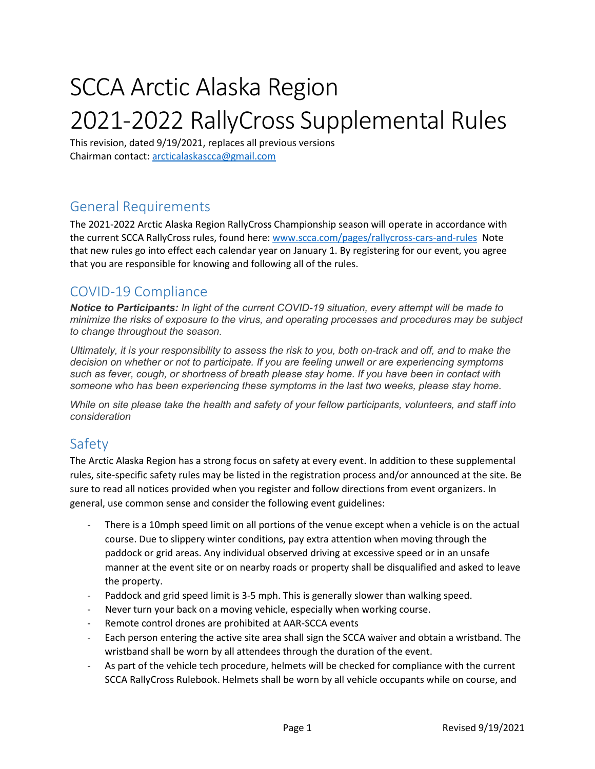# SCCA Arctic Alaska Region
# 2021-2022 RallyCross Supplemental Rules

This revision, dated 9/19/2021, replaces all previous versions
Chairman contact: arcticalaskascca@gmail.com

## General Requirements

The 2021-2022 Arctic Alaska Region RallyCross Championship season will operate in accordance with the current SCCA RallyCross rules, found here: www.scca.com/pages/rallycross-cars-and-rules Note that new rules go into effect each calendar year on January 1. By registering for our event, you agree that you are responsible for knowing and following all of the rules.

## COVID-19 Compliance

***Notice to Participants:*** *In light of the current COVID-19 situation, every attempt will be made to minimize the risks of exposure to the virus, and operating processes and procedures may be subject to change throughout the season.*

*Ultimately, it is your responsibility to assess the risk to you, both on-track and off, and to make the decision on whether or not to participate. If you are feeling unwell or are experiencing symptoms such as fever, cough, or shortness of breath please stay home. If you have been in contact with someone who has been experiencing these symptoms in the last two weeks, please stay home.*

*While on site please take the health and safety of your fellow participants, volunteers, and staff into consideration*

## Safety

The Arctic Alaska Region has a strong focus on safety at every event. In addition to these supplemental rules, site-specific safety rules may be listed in the registration process and/or announced at the site. Be sure to read all notices provided when you register and follow directions from event organizers. In general, use common sense and consider the following event guidelines:

- There is a 10mph speed limit on all portions of the venue except when a vehicle is on the actual course. Due to slippery winter conditions, pay extra attention when moving through the paddock or grid areas. Any individual observed driving at excessive speed or in an unsafe manner at the event site or on nearby roads or property shall be disqualified and asked to leave the property.
- Paddock and grid speed limit is 3-5 mph. This is generally slower than walking speed.
- Never turn your back on a moving vehicle, especially when working course.
- Remote control drones are prohibited at AAR-SCCA events
- Each person entering the active site area shall sign the SCCA waiver and obtain a wristband. The wristband shall be worn by all attendees through the duration of the event.
- As part of the vehicle tech procedure, helmets will be checked for compliance with the current SCCA RallyCross Rulebook. Helmets shall be worn by all vehicle occupants while on course, and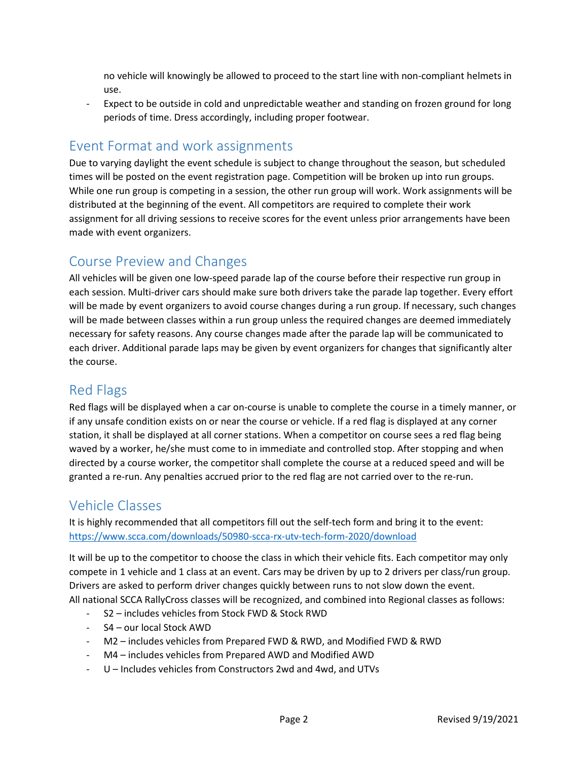no vehicle will knowingly be allowed to proceed to the start line with non-compliant helmets in use.

- Expect to be outside in cold and unpredictable weather and standing on frozen ground for long periods of time. Dress accordingly, including proper footwear.

## Event Format and work assignments

Due to varying daylight the event schedule is subject to change throughout the season, but scheduled times will be posted on the event registration page. Competition will be broken up into run groups. While one run group is competing in a session, the other run group will work. Work assignments will be distributed at the beginning of the event. All competitors are required to complete their work assignment for all driving sessions to receive scores for the event unless prior arrangements have been made with event organizers.

## Course Preview and Changes

All vehicles will be given one low-speed parade lap of the course before their respective run group in each session. Multi-driver cars should make sure both drivers take the parade lap together. Every effort will be made by event organizers to avoid course changes during a run group. If necessary, such changes will be made between classes within a run group unless the required changes are deemed immediately necessary for safety reasons. Any course changes made after the parade lap will be communicated to each driver. Additional parade laps may be given by event organizers for changes that significantly alter the course.

## Red Flags

Red flags will be displayed when a car on-course is unable to complete the course in a timely manner, or if any unsafe condition exists on or near the course or vehicle. If a red flag is displayed at any corner station, it shall be displayed at all corner stations. When a competitor on course sees a red flag being waved by a worker, he/she must come to in immediate and controlled stop. After stopping and when directed by a course worker, the competitor shall complete the course at a reduced speed and will be granted a re-run. Any penalties accrued prior to the red flag are not carried over to the re-run.

## Vehicle Classes

It is highly recommended that all competitors fill out the self-tech form and bring it to the event: https://www.scca.com/downloads/50980-scca-rx-utv-tech-form-2020/download

It will be up to the competitor to choose the class in which their vehicle fits. Each competitor may only compete in 1 vehicle and 1 class at an event. Cars may be driven by up to 2 drivers per class/run group. Drivers are asked to perform driver changes quickly between runs to not slow down the event.
All national SCCA RallyCross classes will be recognized, and combined into Regional classes as follows:

- S2 – includes vehicles from Stock FWD & Stock RWD
- S4 – our local Stock AWD
- M2 – includes vehicles from Prepared FWD & RWD, and Modified FWD & RWD
- M4 – includes vehicles from Prepared AWD and Modified AWD
- U – Includes vehicles from Constructors 2wd and 4wd, and UTVs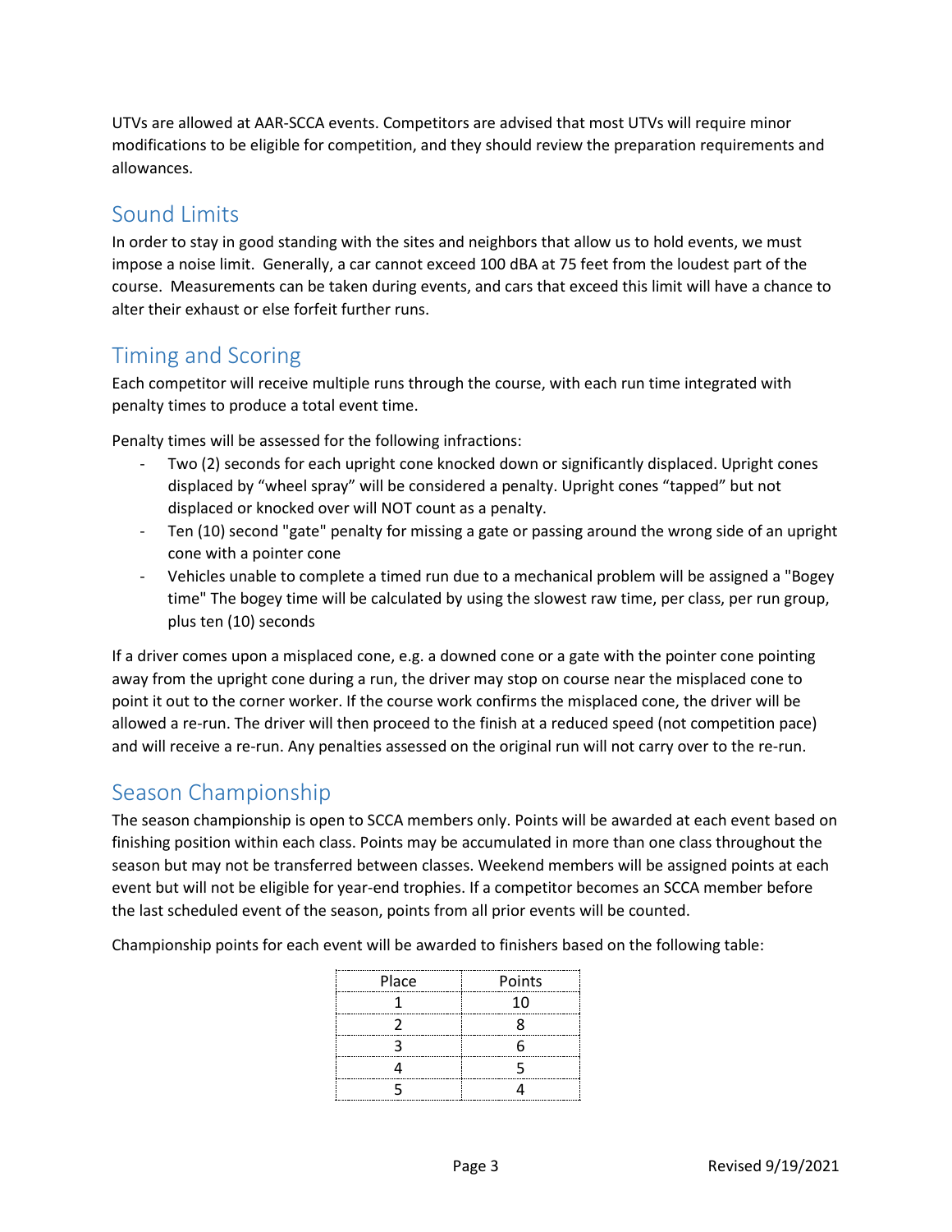UTVs are allowed at AAR-SCCA events. Competitors are advised that most UTVs will require minor modifications to be eligible for competition, and they should review the preparation requirements and allowances.

## Sound Limits

In order to stay in good standing with the sites and neighbors that allow us to hold events, we must impose a noise limit. Generally, a car cannot exceed 100 dBA at 75 feet from the loudest part of the course. Measurements can be taken during events, and cars that exceed this limit will have a chance to alter their exhaust or else forfeit further runs.

## Timing and Scoring

Each competitor will receive multiple runs through the course, with each run time integrated with penalty times to produce a total event time.

Penalty times will be assessed for the following infractions:

- Two (2) seconds for each upright cone knocked down or significantly displaced. Upright cones displaced by "wheel spray" will be considered a penalty. Upright cones "tapped" but not displaced or knocked over will NOT count as a penalty.
- Ten (10) second "gate" penalty for missing a gate or passing around the wrong side of an upright cone with a pointer cone
- Vehicles unable to complete a timed run due to a mechanical problem will be assigned a "Bogey time" The bogey time will be calculated by using the slowest raw time, per class, per run group, plus ten (10) seconds

If a driver comes upon a misplaced cone, e.g. a downed cone or a gate with the pointer cone pointing away from the upright cone during a run, the driver may stop on course near the misplaced cone to point it out to the corner worker. If the course work confirms the misplaced cone, the driver will be allowed a re-run. The driver will then proceed to the finish at a reduced speed (not competition pace) and will receive a re-run. Any penalties assessed on the original run will not carry over to the re-run.

## Season Championship

The season championship is open to SCCA members only. Points will be awarded at each event based on finishing position within each class. Points may be accumulated in more than one class throughout the season but may not be transferred between classes. Weekend members will be assigned points at each event but will not be eligible for year-end trophies. If a competitor becomes an SCCA member before the last scheduled event of the season, points from all prior events will be counted.

Championship points for each event will be awarded to finishers based on the following table:

| Place | Points |
|---|---|
| 1 | 10 |
| 2 | 8 |
| 3 | 6 |
| 4 | 5 |
| 5 | 4 |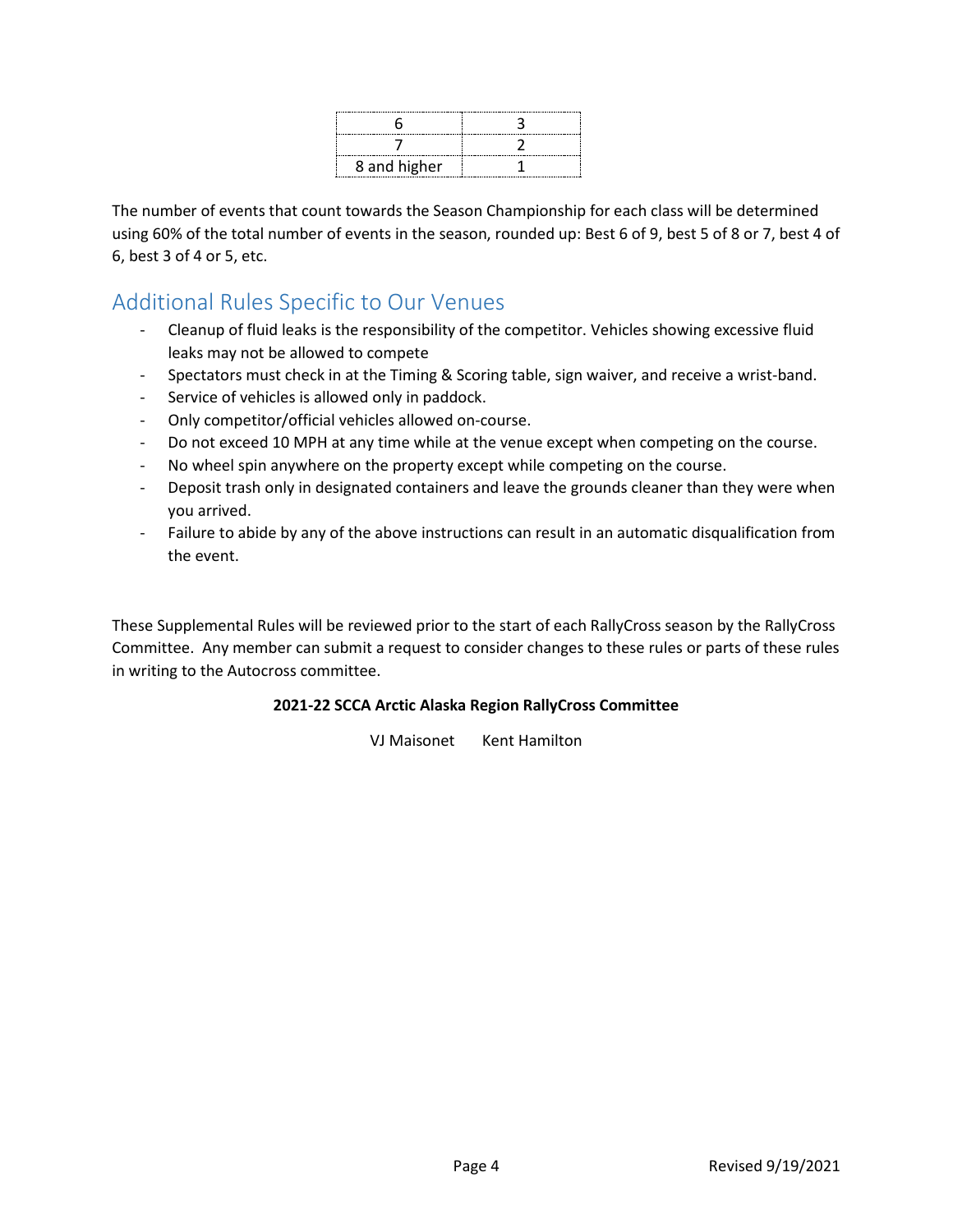| | |
|---|---|
| 6 | 3 |
| 7 | 2 |
| 8 and higher | 1 |

The number of events that count towards the Season Championship for each class will be determined using 60% of the total number of events in the season, rounded up: Best 6 of 9, best 5 of 8 or 7, best 4 of 6, best 3 of 4 or 5, etc.

## Additional Rules Specific to Our Venues

- Cleanup of fluid leaks is the responsibility of the competitor. Vehicles showing excessive fluid leaks may not be allowed to compete
- Spectators must check in at the Timing & Scoring table, sign waiver, and receive a wrist-band.
- Service of vehicles is allowed only in paddock.
- Only competitor/official vehicles allowed on-course.
- Do not exceed 10 MPH at any time while at the venue except when competing on the course.
- No wheel spin anywhere on the property except while competing on the course.
- Deposit trash only in designated containers and leave the grounds cleaner than they were when you arrived.
- Failure to abide by any of the above instructions can result in an automatic disqualification from the event.

These Supplemental Rules will be reviewed prior to the start of each RallyCross season by the RallyCross Committee. Any member can submit a request to consider changes to these rules or parts of these rules in writing to the Autocross committee.

**2021-22 SCCA Arctic Alaska Region RallyCross Committee**

VJ Maisonet Kent Hamilton

Revised 9/19/2021